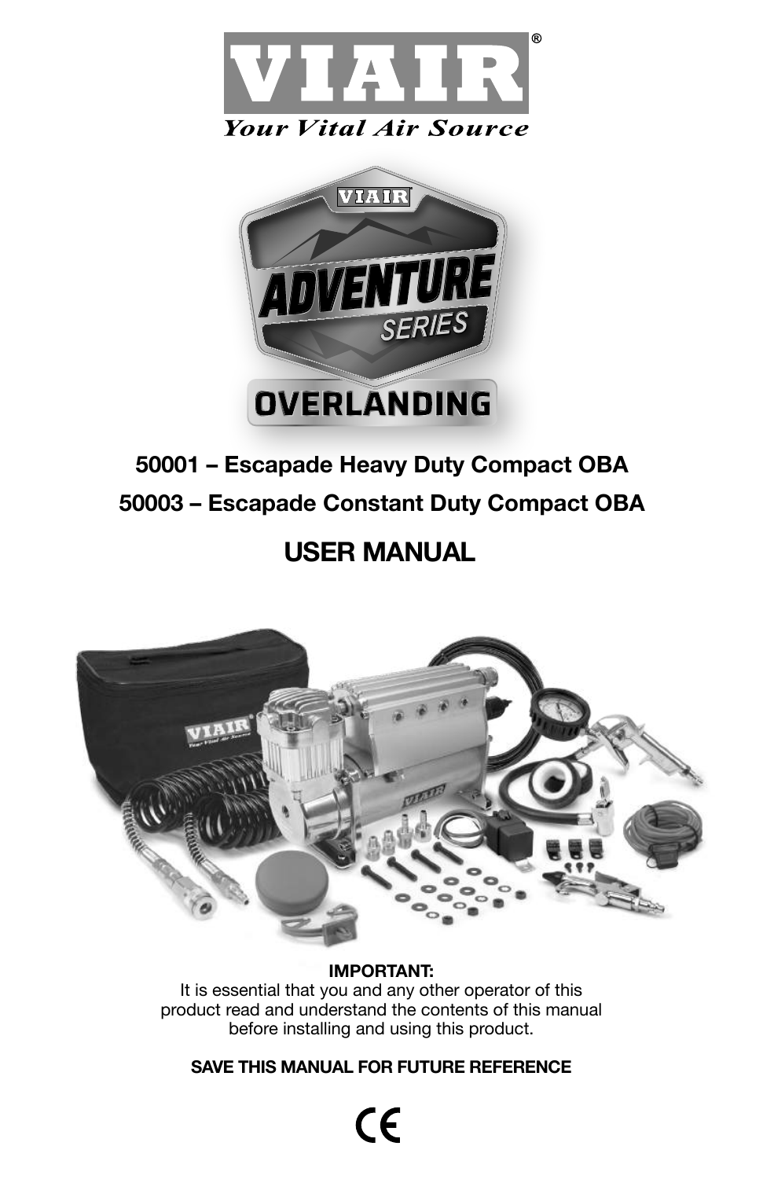# VIAIR®

*Your Vital Air Source*

VIAIR ADVENTURE SERIES OVERLANDING

**50001 – Escapade Heavy Duty Compact OBA**

**50003 – Escapade Constant Duty Compact OBA**

## USER MANUAL

**IMPORTANT:**
It is essential that you and any other operator of this product read and understand the contents of this manual before installing and using this product.

**SAVE THIS MANUAL FOR FUTURE REFERENCE**

CE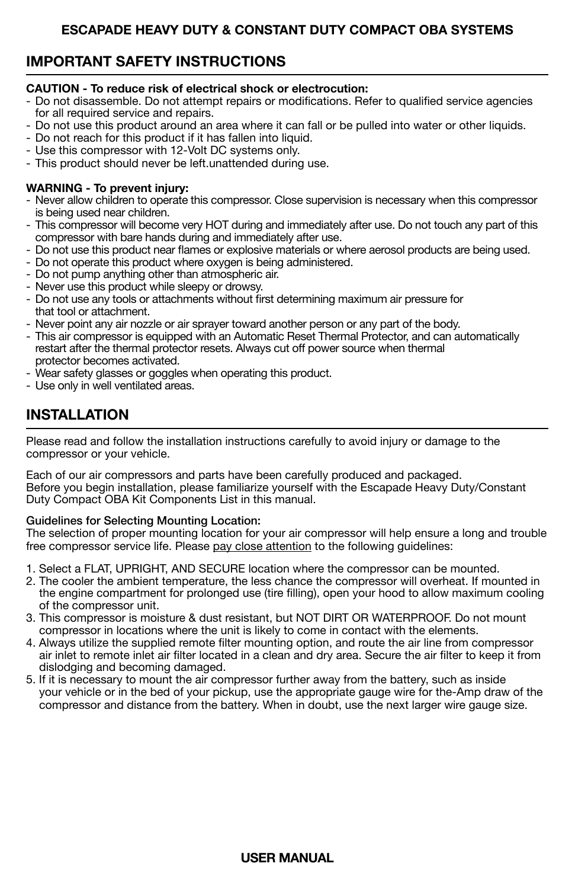## IMPORTANT SAFETY INSTRUCTIONS

**CAUTION - To reduce risk of electrical shock or electrocution:**

- Do not disassemble. Do not attempt repairs or modifications. Refer to qualified service agencies for all required service and repairs.
- Do not use this product around an area where it can fall or be pulled into water or other liquids.
- Do not reach for this product if it has fallen into liquid.
- Use this compressor with 12-Volt DC systems only.
- This product should never be left.unattended during use.

**WARNING - To prevent injury:**

- Never allow children to operate this compressor. Close supervision is necessary when this compressor is being used near children.
- This compressor will become very HOT during and immediately after use. Do not touch any part of this compressor with bare hands during and immediately after use.
- Do not use this product near flames or explosive materials or where aerosol products are being used.
- Do not operate this product where oxygen is being administered.
- Do not pump anything other than atmospheric air.
- Never use this product while sleepy or drowsy.
- Do not use any tools or attachments without first determining maximum air pressure for that tool or attachment.
- Never point any air nozzle or air sprayer toward another person or any part of the body.
- This air compressor is equipped with an Automatic Reset Thermal Protector, and can automatically restart after the thermal protector resets. Always cut off power source when thermal protector becomes activated.
- Wear safety glasses or goggles when operating this product.
- Use only in well ventilated areas.

## INSTALLATION

Please read and follow the installation instructions carefully to avoid injury or damage to the compressor or your vehicle.

Each of our air compressors and parts have been carefully produced and packaged. Before you begin installation, please familiarize yourself with the Escapade Heavy Duty/Constant Duty Compact OBA Kit Components List in this manual.

Guidelines for Selecting Mounting Location:
The selection of proper mounting location for your air compressor will help ensure a long and trouble free compressor service life. Please pay close attention to the following guidelines:

1. Select a FLAT, UPRIGHT, AND SECURE location where the compressor can be mounted.
2. The cooler the ambient temperature, the less chance the compressor will overheat. If mounted in the engine compartment for prolonged use (tire filling), open your hood to allow maximum cooling of the compressor unit.
3. This compressor is moisture & dust resistant, but NOT DIRT OR WATERPROOF. Do not mount compressor in locations where the unit is likely to come in contact with the elements.
4. Always utilize the supplied remote filter mounting option, and route the air line from compressor air inlet to remote inlet air filter located in a clean and dry area. Secure the air filter to keep it from dislodging and becoming damaged.
5. If it is necessary to mount the air compressor further away from the battery, such as inside your vehicle or in the bed of your pickup, use the appropriate gauge wire for the-Amp draw of the compressor and distance from the battery. When in doubt, use the next larger wire gauge size.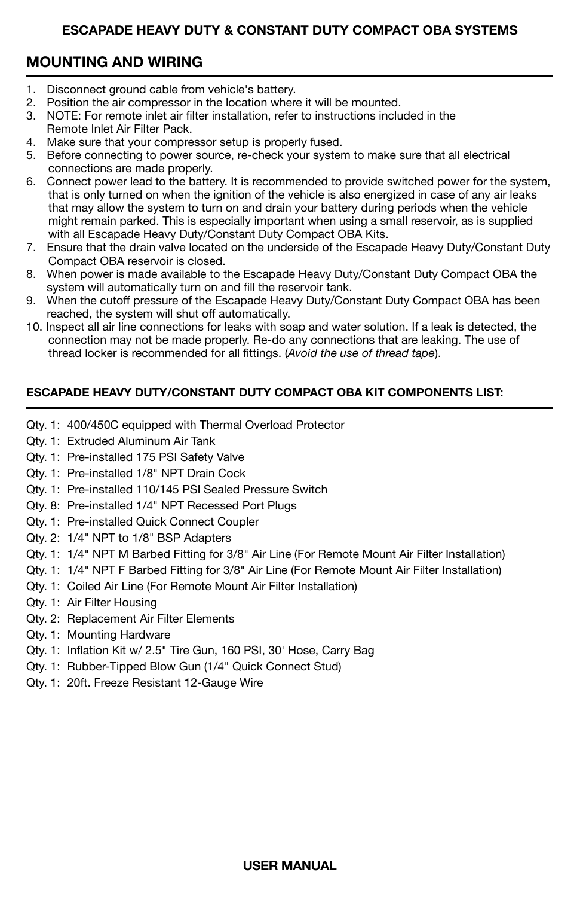## MOUNTING AND WIRING

1. Disconnect ground cable from vehicle's battery.
2. Position the air compressor in the location where it will be mounted.
3. NOTE: For remote inlet air filter installation, refer to instructions included in the Remote Inlet Air Filter Pack.
4. Make sure that your compressor setup is properly fused.
5. Before connecting to power source, re-check your system to make sure that all electrical connections are made properly.
6. Connect power lead to the battery. It is recommended to provide switched power for the system, that is only turned on when the ignition of the vehicle is also energized in case of any air leaks that may allow the system to turn on and drain your battery during periods when the vehicle might remain parked. This is especially important when using a small reservoir, as is supplied with all Escapade Heavy Duty/Constant Duty Compact OBA Kits.
7. Ensure that the drain valve located on the underside of the Escapade Heavy Duty/Constant Duty Compact OBA reservoir is closed.
8. When power is made available to the Escapade Heavy Duty/Constant Duty Compact OBA the system will automatically turn on and fill the reservoir tank.
9. When the cutoff pressure of the Escapade Heavy Duty/Constant Duty Compact OBA has been reached, the system will shut off automatically.
10. Inspect all air line connections for leaks with soap and water solution. If a leak is detected, the connection may not be made properly. Re-do any connections that are leaking. The use of thread locker is recommended for all fittings. (*Avoid the use of thread tape*).

### ESCAPADE HEAVY DUTY/CONSTANT DUTY COMPACT OBA KIT COMPONENTS LIST:

- Qty. 1: 400/450C equipped with Thermal Overload Protector
- Qty. 1: Extruded Aluminum Air Tank
- Qty. 1: Pre-installed 175 PSI Safety Valve
- Qty. 1: Pre-installed 1/8" NPT Drain Cock
- Qty. 1: Pre-installed 110/145 PSI Sealed Pressure Switch
- Qty. 8: Pre-installed 1/4" NPT Recessed Port Plugs
- Qty. 1: Pre-installed Quick Connect Coupler
- Qty. 2: 1/4" NPT to 1/8" BSP Adapters
- Qty. 1: 1/4" NPT M Barbed Fitting for 3/8" Air Line (For Remote Mount Air Filter Installation)
- Qty. 1: 1/4" NPT F Barbed Fitting for 3/8" Air Line (For Remote Mount Air Filter Installation)
- Qty. 1: Coiled Air Line (For Remote Mount Air Filter Installation)
- Qty. 1: Air Filter Housing
- Qty. 2: Replacement Air Filter Elements
- Qty. 1: Mounting Hardware
- Qty. 1: Inflation Kit w/ 2.5" Tire Gun, 160 PSI, 30' Hose, Carry Bag
- Qty. 1: Rubber-Tipped Blow Gun (1/4" Quick Connect Stud)
- Qty. 1: 20ft. Freeze Resistant 12-Gauge Wire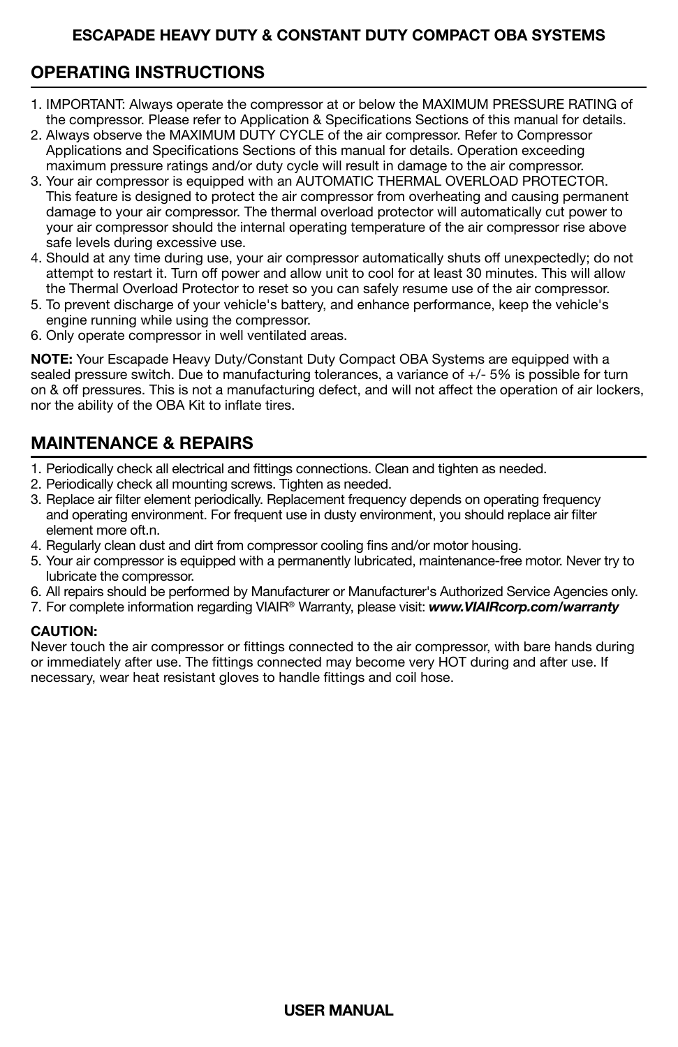## OPERATING INSTRUCTIONS

1. IMPORTANT: Always operate the compressor at or below the MAXIMUM PRESSURE RATING of the compressor. Please refer to Application & Specifications Sections of this manual for details.
2. Always observe the MAXIMUM DUTY CYCLE of the air compressor. Refer to Compressor Applications and Specifications Sections of this manual for details. Operation exceeding maximum pressure ratings and/or duty cycle will result in damage to the air compressor.
3. Your air compressor is equipped with an AUTOMATIC THERMAL OVERLOAD PROTECTOR. This feature is designed to protect the air compressor from overheating and causing permanent damage to your air compressor. The thermal overload protector will automatically cut power to your air compressor should the internal operating temperature of the air compressor rise above safe levels during excessive use.
4. Should at any time during use, your air compressor automatically shuts off unexpectedly; do not attempt to restart it. Turn off power and allow unit to cool for at least 30 minutes. This will allow the Thermal Overload Protector to reset so you can safely resume use of the air compressor.
5. To prevent discharge of your vehicle's battery, and enhance performance, keep the vehicle's engine running while using the compressor.
6. Only operate compressor in well ventilated areas.

**NOTE:** Your Escapade Heavy Duty/Constant Duty Compact OBA Systems are equipped with a sealed pressure switch. Due to manufacturing tolerances, a variance of +/- 5% is possible for turn on & off pressures. This is not a manufacturing defect, and will not affect the operation of air lockers, nor the ability of the OBA Kit to inflate tires.

## MAINTENANCE & REPAIRS

1. Periodically check all electrical and fittings connections. Clean and tighten as needed.
2. Periodically check all mounting screws. Tighten as needed.
3. Replace air filter element periodically. Replacement frequency depends on operating frequency and operating environment. For frequent use in dusty environment, you should replace air filter element more oft.n.
4. Regularly clean dust and dirt from compressor cooling fins and/or motor housing.
5. Your air compressor is equipped with a permanently lubricated, maintenance-free motor. Never try to lubricate the compressor.
6. All repairs should be performed by Manufacturer or Manufacturer's Authorized Service Agencies only.
7. For complete information regarding VIAIR® Warranty, please visit: ***www.VIAIRcorp.com/warranty***

**CAUTION:**
Never touch the air compressor or fittings connected to the air compressor, with bare hands during or immediately after use. The fittings connected may become very HOT during and after use. If necessary, wear heat resistant gloves to handle fittings and coil hose.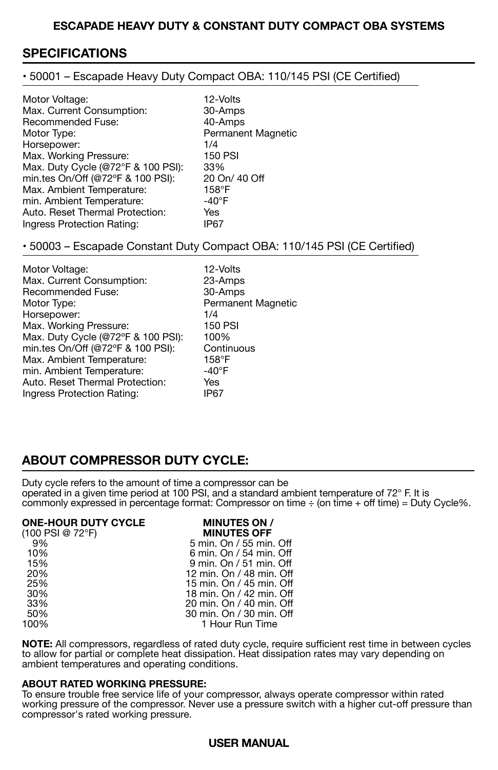## SPECIFICATIONS

• 50001 – Escapade Heavy Duty Compact OBA: 110/145 PSI (CE Certified)

| | |
|---|---|
| Motor Voltage: | 12-Volts |
| Max. Current Consumption: | 30-Amps |
| Recommended Fuse: | 40-Amps |
| Motor Type: | Permanent Magnetic |
| Horsepower: | 1/4 |
| Max. Working Pressure: | 150 PSI |
| Max. Duty Cycle (@72°F & 100 PSI): | 33% |
| min.tes On/Off (@72ºF & 100 PSI): | 20 On/ 40 Off |
| Max. Ambient Temperature: | 158°F |
| min. Ambient Temperature: | -40°F |
| Auto. Reset Thermal Protection: | Yes |
| Ingress Protection Rating: | IP67 |

• 50003 – Escapade Constant Duty Compact OBA: 110/145 PSI (CE Certified)

| | |
|---|---|
| Motor Voltage: | 12-Volts |
| Max. Current Consumption: | 23-Amps |
| Recommended Fuse: | 30-Amps |
| Motor Type: | Permanent Magnetic |
| Horsepower: | 1/4 |
| Max. Working Pressure: | 150 PSI |
| Max. Duty Cycle (@72ºF & 100 PSI): | 100% |
| min.tes On/Off (@72ºF & 100 PSI): | Continuous |
| Max. Ambient Temperature: | 158°F |
| min. Ambient Temperature: | -40°F |
| Auto. Reset Thermal Protection: | Yes |
| Ingress Protection Rating: | IP67 |

## ABOUT COMPRESSOR DUTY CYCLE:

Duty cycle refers to the amount of time a compressor can be operated in a given time period at 100 PSI, and a standard ambient temperature of 72° F. It is commonly expressed in percentage format: Compressor on time ÷ (on time + off time) = Duty Cycle%.

| **ONE-HOUR DUTY CYCLE** (100 PSI @ 72°F) | **MINUTES ON / MINUTES OFF** |
|---|---|
| 9% | 5 min. On / 55 min. Off |
| 10% | 6 min. On / 54 min. Off |
| 15% | 9 min. On / 51 min. Off |
| 20% | 12 min. On / 48 min. Off |
| 25% | 15 min. On / 45 min. Off |
| 30% | 18 min. On / 42 min. Off |
| 33% | 20 min. On / 40 min. Off |
| 50% | 30 min. On / 30 min. Off |
| 100% | 1 Hour Run Time |

**NOTE:** All compressors, regardless of rated duty cycle, require sufficient rest time in between cycles to allow for partial or complete heat dissipation. Heat dissipation rates may vary depending on ambient temperatures and operating conditions.

**ABOUT RATED WORKING PRESSURE:**
To ensure trouble free service life of your compressor, always operate compressor within rated working pressure of the compressor. Never use a pressure switch with a higher cut-off pressure than compressor's rated working pressure.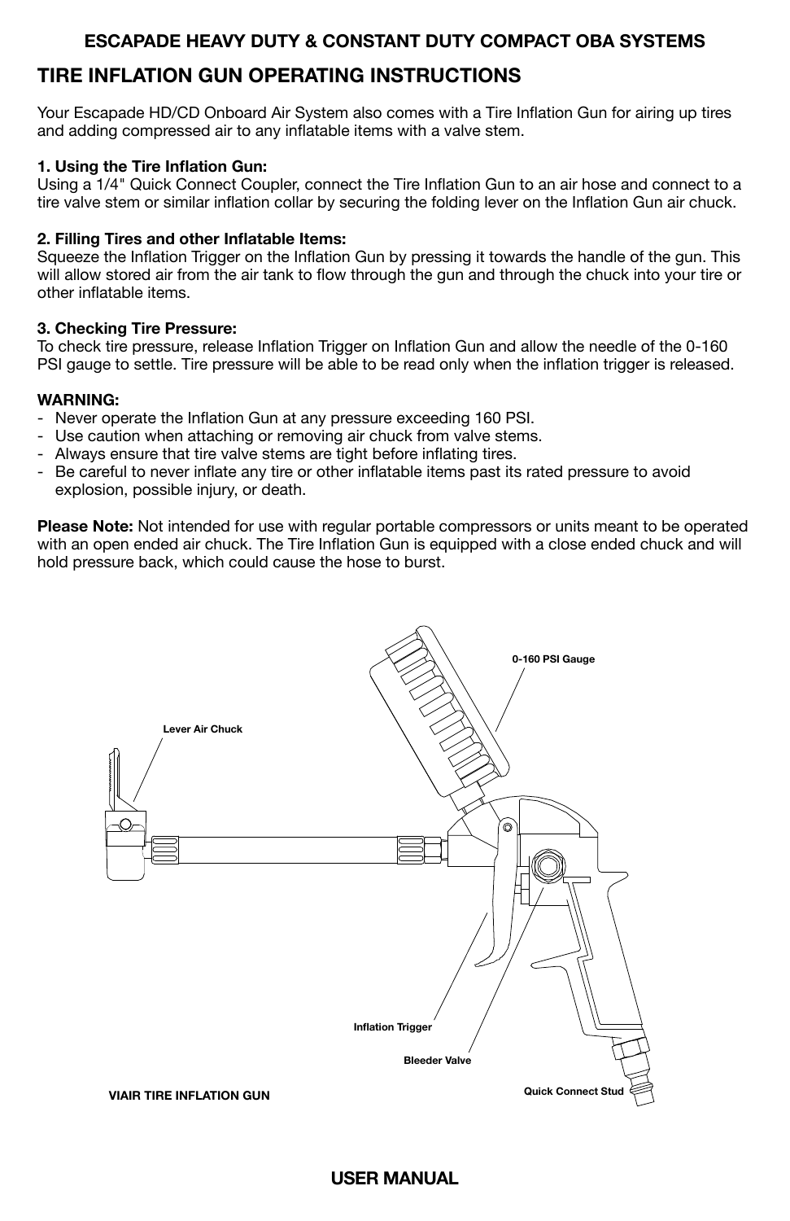**ESCAPADE HEAVY DUTY & CONSTANT DUTY COMPACT OBA SYSTEMS**

# TIRE INFLATION GUN OPERATING INSTRUCTIONS

Your Escapade HD/CD Onboard Air System also comes with a Tire Inflation Gun for airing up tires and adding compressed air to any inflatable items with a valve stem.

**1. Using the Tire Inflation Gun:**
Using a 1/4" Quick Connect Coupler, connect the Tire Inflation Gun to an air hose and connect to a tire valve stem or similar inflation collar by securing the folding lever on the Inflation Gun air chuck.

**2. Filling Tires and other Inflatable Items:**
Squeeze the Inflation Trigger on the Inflation Gun by pressing it towards the handle of the gun. This will allow stored air from the air tank to flow through the gun and through the chuck into your tire or other inflatable items.

**3. Checking Tire Pressure:**
To check tire pressure, release Inflation Trigger on Inflation Gun and allow the needle of the 0-160 PSI gauge to settle. Tire pressure will be able to be read only when the inflation trigger is released.

**WARNING:**

- Never operate the Inflation Gun at any pressure exceeding 160 PSI.
- Use caution when attaching or removing air chuck from valve stems.
- Always ensure that tire valve stems are tight before inflating tires.
- Be careful to never inflate any tire or other inflatable items past its rated pressure to avoid explosion, possible injury, or death.

**Please Note:** Not intended for use with regular portable compressors or units meant to be operated with an open ended air chuck. The Tire Inflation Gun is equipped with a close ended chuck and will hold pressure back, which could cause the hose to burst.

Lever Air Chuck · 0-160 PSI Gauge · Inflation Trigger · Bleeder Valve · Quick Connect Stud

**VIAIR TIRE INFLATION GUN**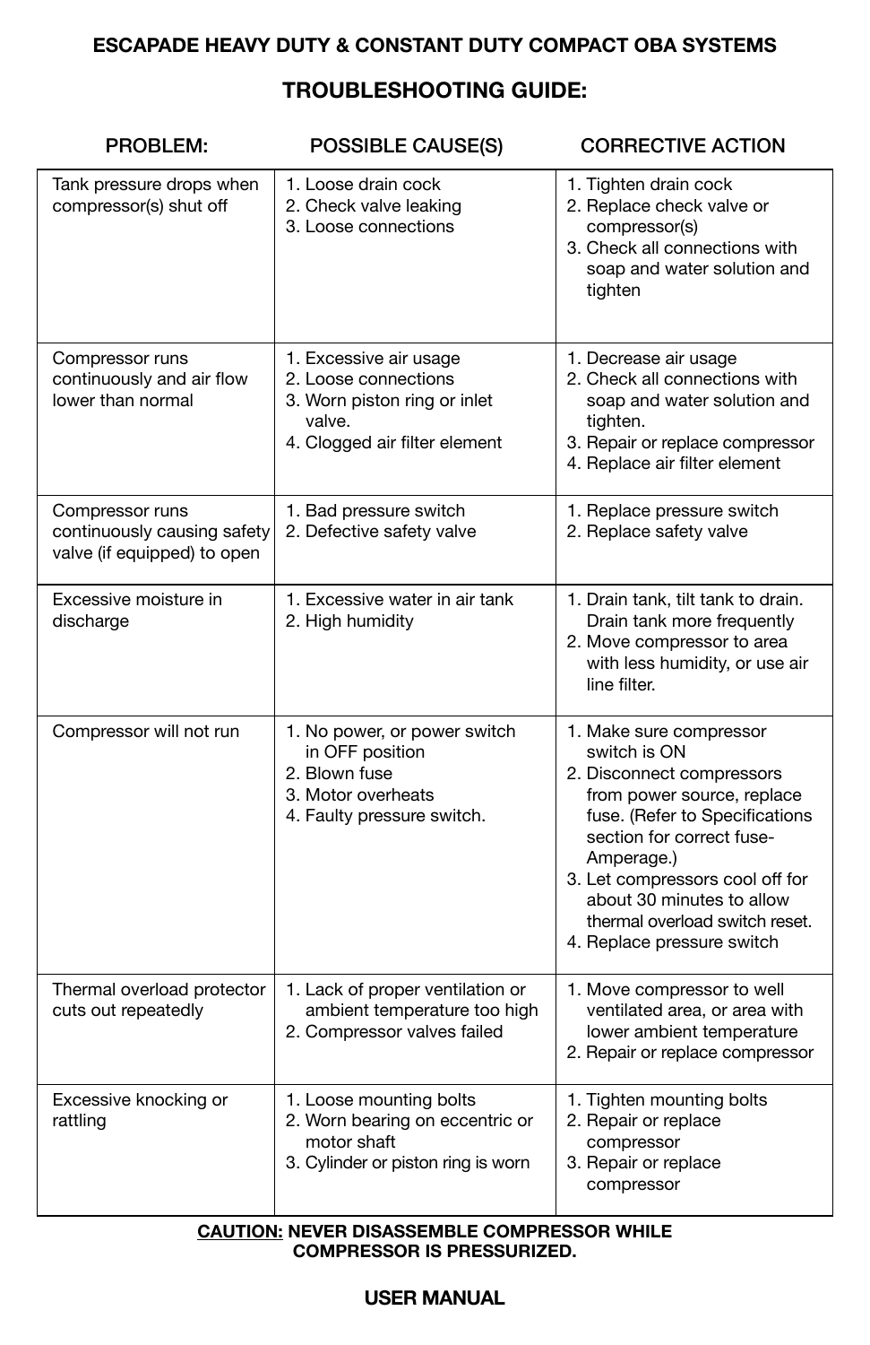**ESCAPADE HEAVY DUTY & CONSTANT DUTY COMPACT OBA SYSTEMS**

## TROUBLESHOOTING GUIDE:

| PROBLEM: | POSSIBLE CAUSE(S) | CORRECTIVE ACTION |
|---|---|---|
| Tank pressure drops when compressor(s) shut off | 1. Loose drain cock<br>2. Check valve leaking<br>3. Loose connections | 1. Tighten drain cock<br>2. Replace check valve or compressor(s)<br>3. Check all connections with soap and water solution and tighten |
| Compressor runs continuously and air flow lower than normal | 1. Excessive air usage<br>2. Loose connections<br>3. Worn piston ring or inlet valve.<br>4. Clogged air filter element | 1. Decrease air usage<br>2. Check all connections with soap and water solution and tighten.<br>3. Repair or replace compressor<br>4. Replace air filter element |
| Compressor runs continuously causing safety valve (if equipped) to open | 1. Bad pressure switch<br>2. Defective safety valve | 1. Replace pressure switch<br>2. Replace safety valve |
| Excessive moisture in discharge | 1. Excessive water in air tank<br>2. High humidity | 1. Drain tank, tilt tank to drain. Drain tank more frequently<br>2. Move compressor to area with less humidity, or use air line filter. |
| Compressor will not run | 1. No power, or power switch in OFF position<br>2. Blown fuse<br>3. Motor overheats<br>4. Faulty pressure switch. | 1. Make sure compressor switch is ON<br>2. Disconnect compressors from power source, replace fuse. (Refer to Specifications section for correct fuse-Amperage.)<br>3. Let compressors cool off for about 30 minutes to allow thermal overload switch reset.<br>4. Replace pressure switch |
| Thermal overload protector cuts out repeatedly | 1. Lack of proper ventilation or ambient temperature too high<br>2. Compressor valves failed | 1. Move compressor to well ventilated area, or area with lower ambient temperature<br>2. Repair or replace compressor |
| Excessive knocking or rattling | 1. Loose mounting bolts<br>2. Worn bearing on eccentric or motor shaft<br>3. Cylinder or piston ring is worn | 1. Tighten mounting bolts<br>2. Repair or replace compressor<br>3. Repair or replace compressor |

**CAUTION: NEVER DISASSEMBLE COMPRESSOR WHILE COMPRESSOR IS PRESSURIZED.**

**USER MANUAL**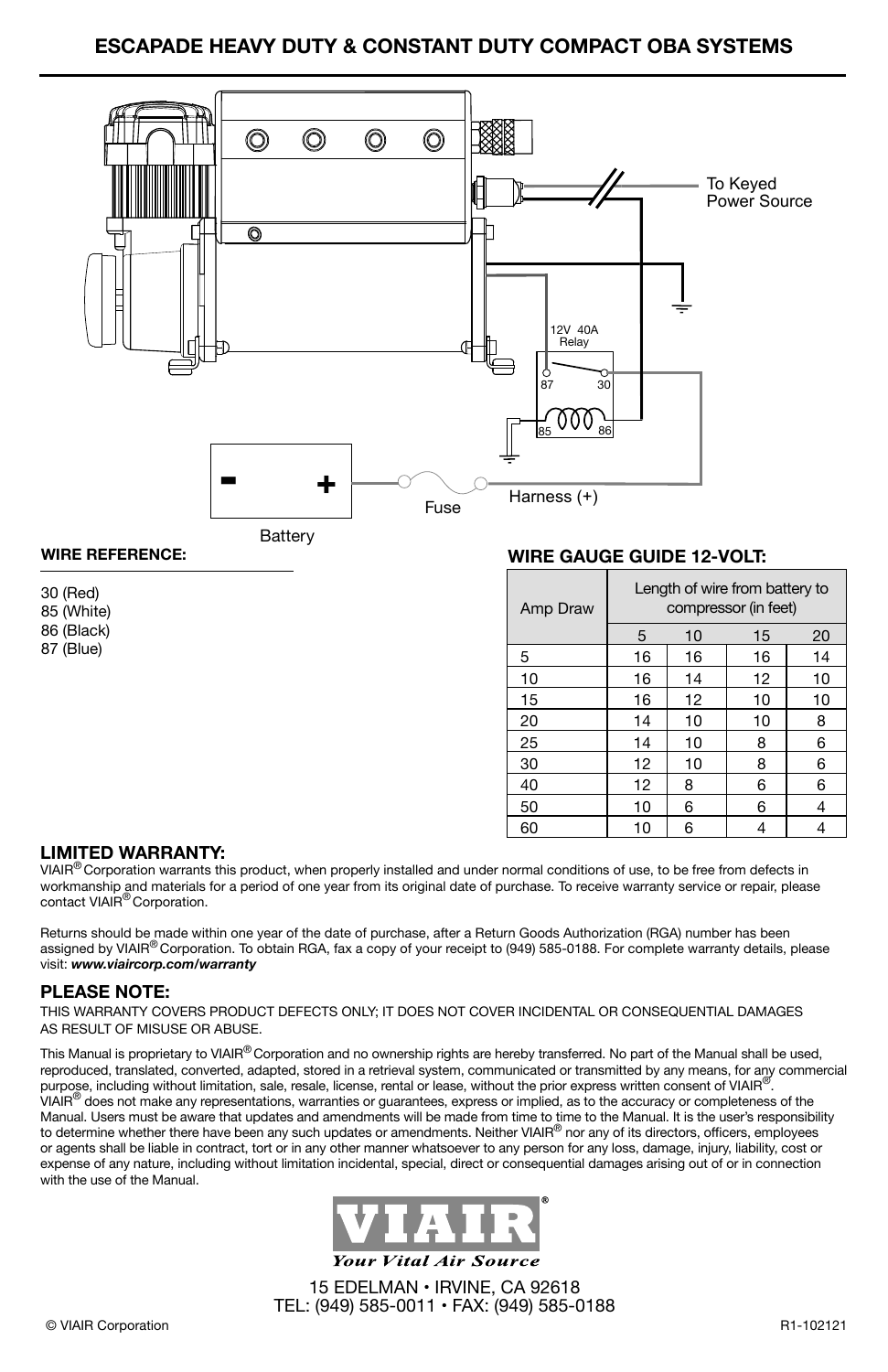## ESCAPADE HEAVY DUTY & CONSTANT DUTY COMPACT OBA SYSTEMS

To Keyed Power Source

12V 40A Relay

87 30

85 86

Battery

Fuse

Harness (+)

**WIRE REFERENCE:**

30 (Red)
85 (White)
86 (Black)
87 (Blue)

**WIRE GAUGE GUIDE 12-VOLT:**

| Amp Draw | Length of wire from battery to compressor (in feet) | | | |
|---|---|---|---|---|
| | 5 | 10 | 15 | 20 |
| 5 | 16 | 16 | 16 | 14 |
| 10 | 16 | 14 | 12 | 10 |
| 15 | 16 | 12 | 10 | 10 |
| 20 | 14 | 10 | 10 | 8 |
| 25 | 14 | 10 | 8 | 6 |
| 30 | 12 | 10 | 8 | 6 |
| 40 | 12 | 8 | 6 | 6 |
| 50 | 10 | 6 | 6 | 4 |
| 60 | 10 | 6 | 4 | 4 |

### LIMITED WARRANTY:

VIAIR® Corporation warrants this product, when properly installed and under normal conditions of use, to be free from defects in workmanship and materials for a period of one year from its original date of purchase. To receive warranty service or repair, please contact VIAIR® Corporation.

Returns should be made within one year of the date of purchase, after a Return Goods Authorization (RGA) number has been assigned by VIAIR® Corporation. To obtain RGA, fax a copy of your receipt to (949) 585-0188. For complete warranty details, please visit: ***www.viaircorp.com/warranty***

### PLEASE NOTE:

THIS WARRANTY COVERS PRODUCT DEFECTS ONLY; IT DOES NOT COVER INCIDENTAL OR CONSEQUENTIAL DAMAGES AS RESULT OF MISUSE OR ABUSE.

This Manual is proprietary to VIAIR® Corporation and no ownership rights are hereby transferred. No part of the Manual shall be used, reproduced, translated, converted, adapted, stored in a retrieval system, communicated or transmitted by any means, for any commercial purpose, including without limitation, sale, resale, license, rental or lease, without the prior express written consent of VIAIR®. VIAIR® does not make any representations, warranties or guarantees, express or implied, as to the accuracy or completeness of the Manual. Users must be aware that updates and amendments will be made from time to time to the Manual. It is the user's responsibility to determine whether there have been any such updates or amendments. Neither VIAIR® nor any of its directors, officers, employees or agents shall be liable in contract, tort or in any other manner whatsoever to any person for any loss, damage, injury, liability, cost or expense of any nature, including without limitation incidental, special, direct or consequential damages arising out of or in connection with the use of the Manual.

VIAIR®
*Your Vital Air Source*

15 EDELMAN • IRVINE, CA 92618
TEL: (949) 585-0011 • FAX: (949) 585-0188

© VIAIR Corporation R1-102121